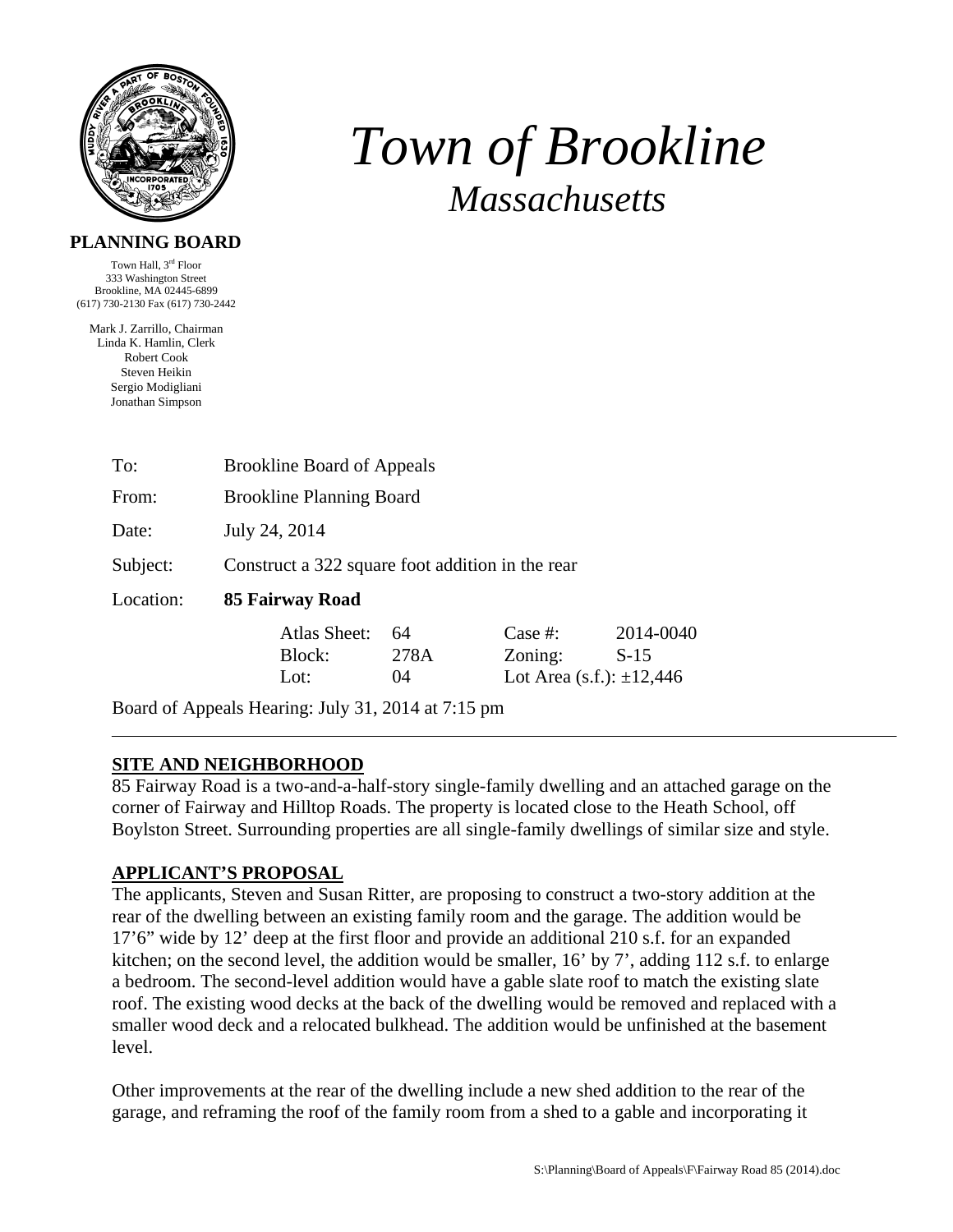# *Town of Brookline*

## *Massachusetts*

**PLANNING BOARD**

Town Hall, 3rd Floor
333 Washington Street
Brookline, MA 02445-6899
(617) 730-2130 Fax (617) 730-2442

Mark J. Zarrillo, Chairman
Linda K. Hamlin, Clerk
Robert Cook
Steven Heikin
Sergio Modigliani
Jonathan Simpson

| | |
|---|---|
| To: | Brookline Board of Appeals |
| From: | Brookline Planning Board |
| Date: | July 24, 2014 |
| Subject: | Construct a 322 square foot addition in the rear |
| Location: | **85 Fairway Road** |

| | | | |
|---|---|---|---|
| Atlas Sheet: | 64 | Case #: | 2014-0040 |
| Block: | 278A | Zoning: | S-15 |
| Lot: | 04 | Lot Area (s.f.): ±12,446 | |

Board of Appeals Hearing: July 31, 2014 at 7:15 pm

---

**SITE AND NEIGHBORHOOD**

85 Fairway Road is a two-and-a-half-story single-family dwelling and an attached garage on the corner of Fairway and Hilltop Roads. The property is located close to the Heath School, off Boylston Street. Surrounding properties are all single-family dwellings of similar size and style.

**APPLICANT'S PROPOSAL**

The applicants, Steven and Susan Ritter, are proposing to construct a two-story addition at the rear of the dwelling between an existing family room and the garage. The addition would be 17'6" wide by 12' deep at the first floor and provide an additional 210 s.f. for an expanded kitchen; on the second level, the addition would be smaller, 16' by 7', adding 112 s.f. to enlarge a bedroom. The second-level addition would have a gable slate roof to match the existing slate roof. The existing wood decks at the back of the dwelling would be removed and replaced with a smaller wood deck and a relocated bulkhead. The addition would be unfinished at the basement level.

Other improvements at the rear of the dwelling include a new shed addition to the rear of the garage, and reframing the roof of the family room from a shed to a gable and incorporating it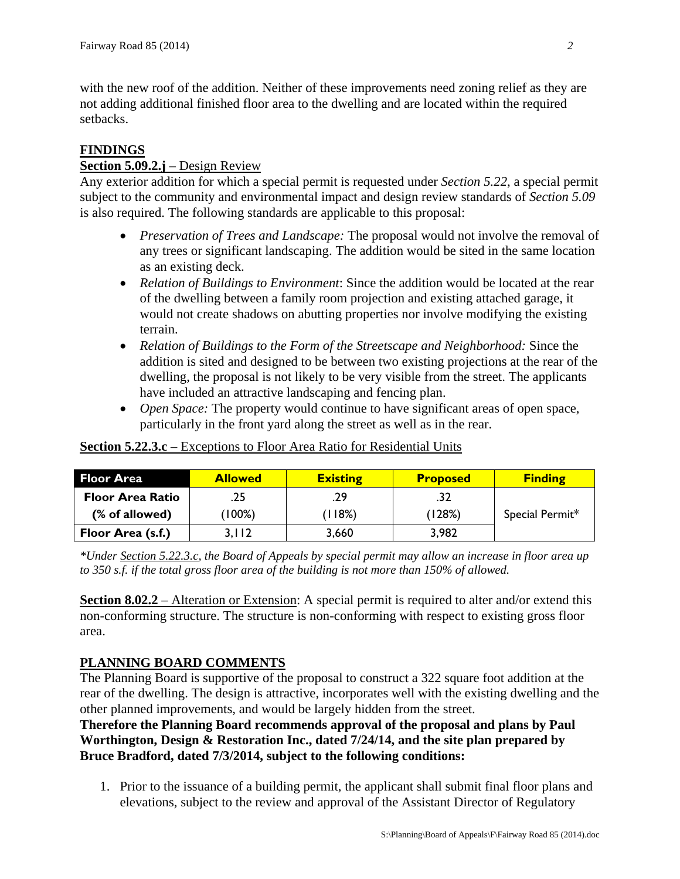with the new roof of the addition. Neither of these improvements need zoning relief as they are not adding additional finished floor area to the dwelling and are located within the required setbacks.

## FINDINGS

**Section 5.09.2.j** – Design Review

Any exterior addition for which a special permit is requested under *Section 5.22*, a special permit subject to the community and environmental impact and design review standards of *Section 5.09* is also required. The following standards are applicable to this proposal:

- *Preservation of Trees and Landscape:* The proposal would not involve the removal of any trees or significant landscaping. The addition would be sited in the same location as an existing deck.
- *Relation of Buildings to Environment*: Since the addition would be located at the rear of the dwelling between a family room projection and existing attached garage, it would not create shadows on abutting properties nor involve modifying the existing terrain.
- *Relation of Buildings to the Form of the Streetscape and Neighborhood:* Since the addition is sited and designed to be between two existing projections at the rear of the dwelling, the proposal is not likely to be very visible from the street. The applicants have included an attractive landscaping and fencing plan.
- *Open Space:* The property would continue to have significant areas of open space, particularly in the front yard along the street as well as in the rear.

**Section 5.22.3.c** – Exceptions to Floor Area Ratio for Residential Units

| Floor Area | Allowed | Existing | Proposed | Finding |
|---|---|---|---|---|
| Floor Area Ratio (% of allowed) | .25 (100%) | .29 (118%) | .32 (128%) | Special Permit* |
| Floor Area (s.f.) | 3,112 | 3,660 | 3,982 | |

*\*Under Section 5.22.3.c, the Board of Appeals by special permit may allow an increase in floor area up to 350 s.f. if the total gross floor area of the building is not more than 150% of allowed.*

**Section 8.02.2** – Alteration or Extension: A special permit is required to alter and/or extend this non-conforming structure. The structure is non-conforming with respect to existing gross floor area.

## PLANNING BOARD COMMENTS

The Planning Board is supportive of the proposal to construct a 322 square foot addition at the rear of the dwelling. The design is attractive, incorporates well with the existing dwelling and the other planned improvements, and would be largely hidden from the street.

**Therefore the Planning Board recommends approval of the proposal and plans by Paul Worthington, Design & Restoration Inc., dated 7/24/14, and the site plan prepared by Bruce Bradford, dated 7/3/2014, subject to the following conditions:**

1. Prior to the issuance of a building permit, the applicant shall submit final floor plans and elevations, subject to the review and approval of the Assistant Director of Regulatory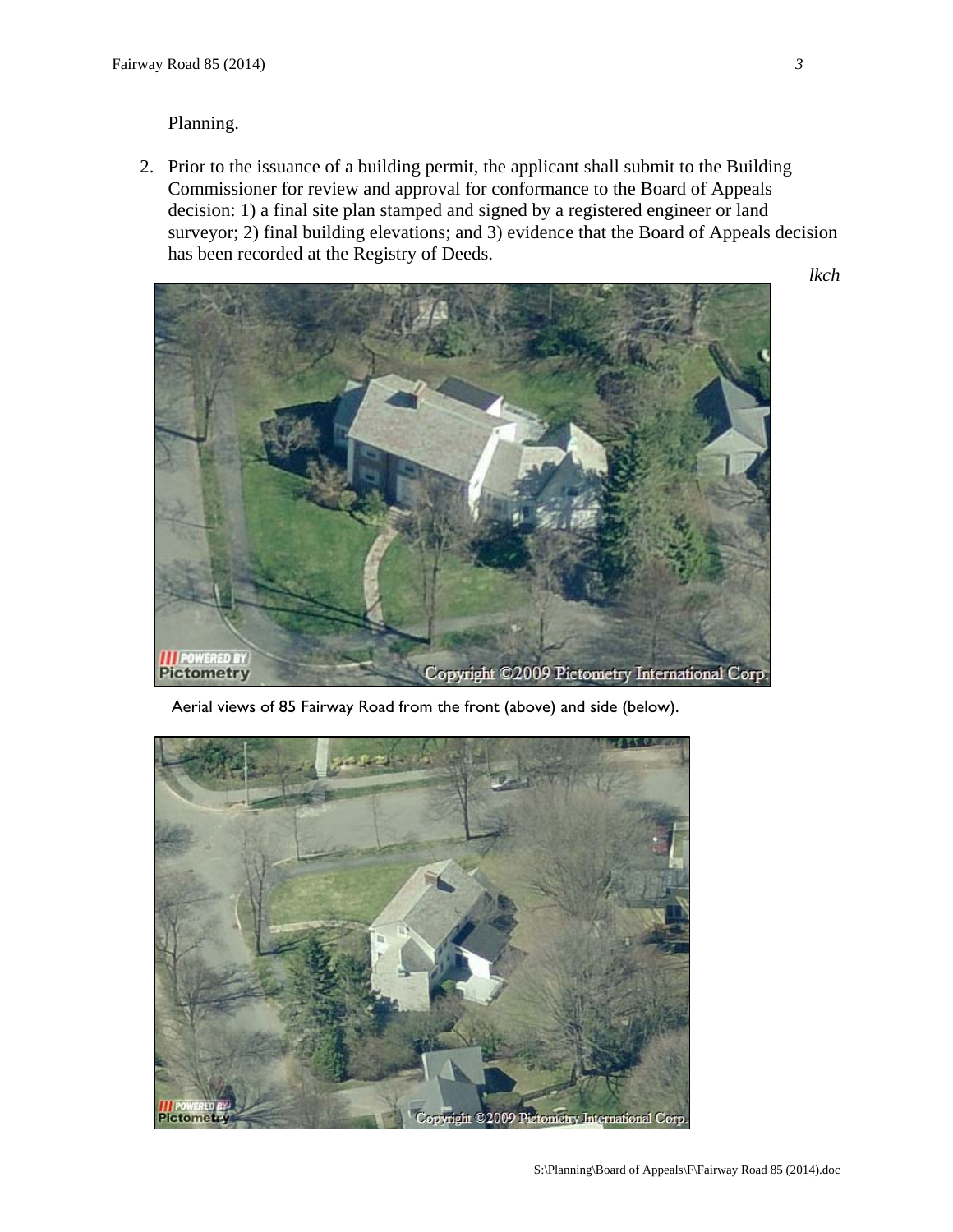Planning.

2. Prior to the issuance of a building permit, the applicant shall submit to the Building Commissioner for review and approval for conformance to the Board of Appeals decision: 1) a final site plan stamped and signed by a registered engineer or land surveyor; 2) final building elevations; and 3) evidence that the Board of Appeals decision has been recorded at the Registry of Deeds.

*lkch*

Aerial views of 85 Fairway Road from the front (above) and side (below).